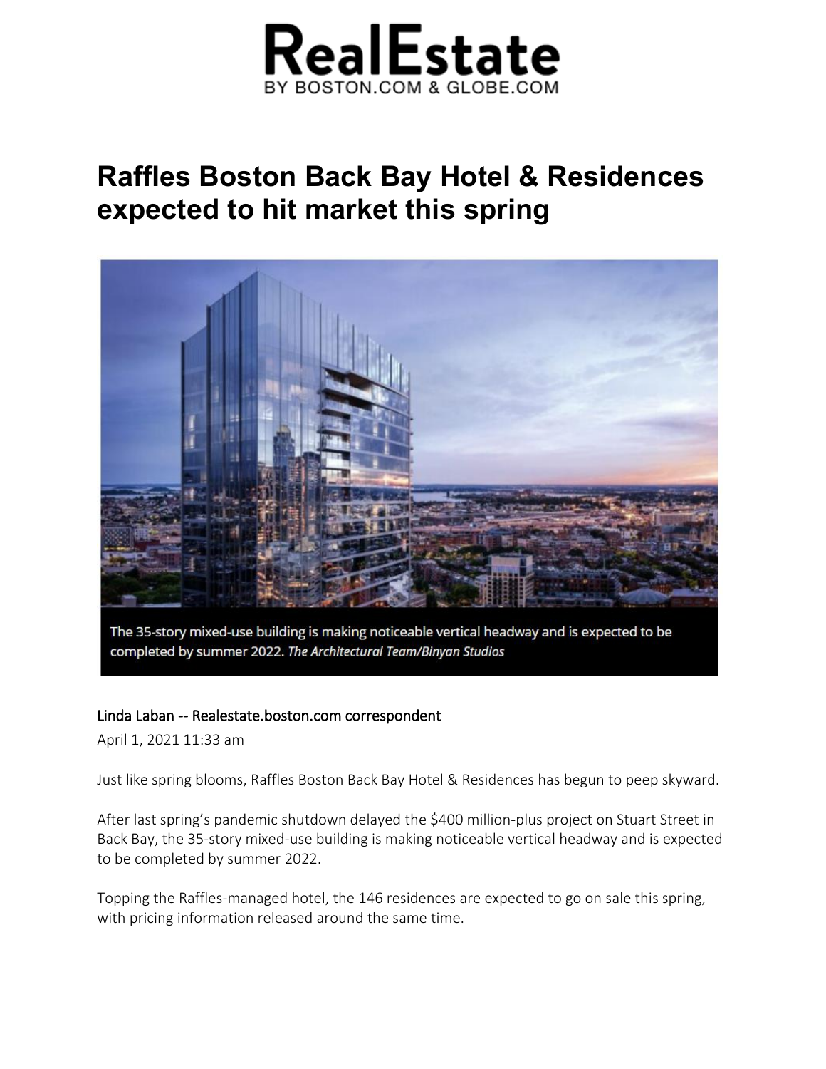# RealEstate

BY BOSTON.COM & GLOBE.COM

## Raffles Boston Back Bay Hotel & Residences expected to hit market this spring

The 35-story mixed-use building is making noticeable vertical headway and is expected to be completed by summer 2022. *The Architectural Team/Binyan Studios*

Linda Laban -- Realestate.boston.com correspondent

April 1, 2021 11:33 am

Just like spring blooms, Raffles Boston Back Bay Hotel & Residences has begun to peep skyward.

After last spring's pandemic shutdown delayed the $400 million-plus project on Stuart Street in Back Bay, the 35-story mixed-use building is making noticeable vertical headway and is expected to be completed by summer 2022.

Topping the Raffles-managed hotel, the 146 residences are expected to go on sale this spring, with pricing information released around the same time.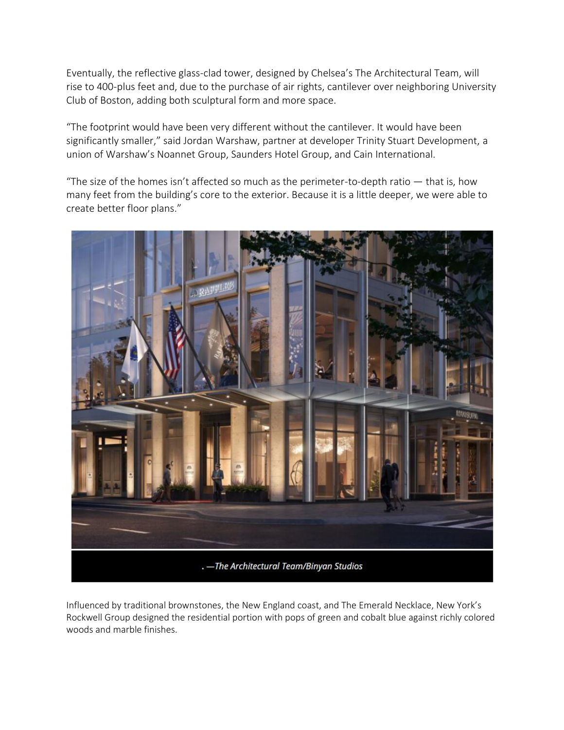Eventually, the reflective glass-clad tower, designed by Chelsea's The Architectural Team, will rise to 400-plus feet and, due to the purchase of air rights, cantilever over neighboring University Club of Boston, adding both sculptural form and more space.

"The footprint would have been very different without the cantilever. It would have been significantly smaller," said Jordan Warshaw, partner at developer Trinity Stuart Development, a union of Warshaw's Noannet Group, Saunders Hotel Group, and Cain International.

"The size of the homes isn't affected so much as the perimeter-to-depth ratio — that is, how many feet from the building's core to the exterior. Because it is a little deeper, we were able to create better floor plans."

. —*The Architectural Team/Binyan Studios*

Influenced by traditional brownstones, the New England coast, and The Emerald Necklace, New York's Rockwell Group designed the residential portion with pops of green and cobalt blue against richly colored woods and marble finishes.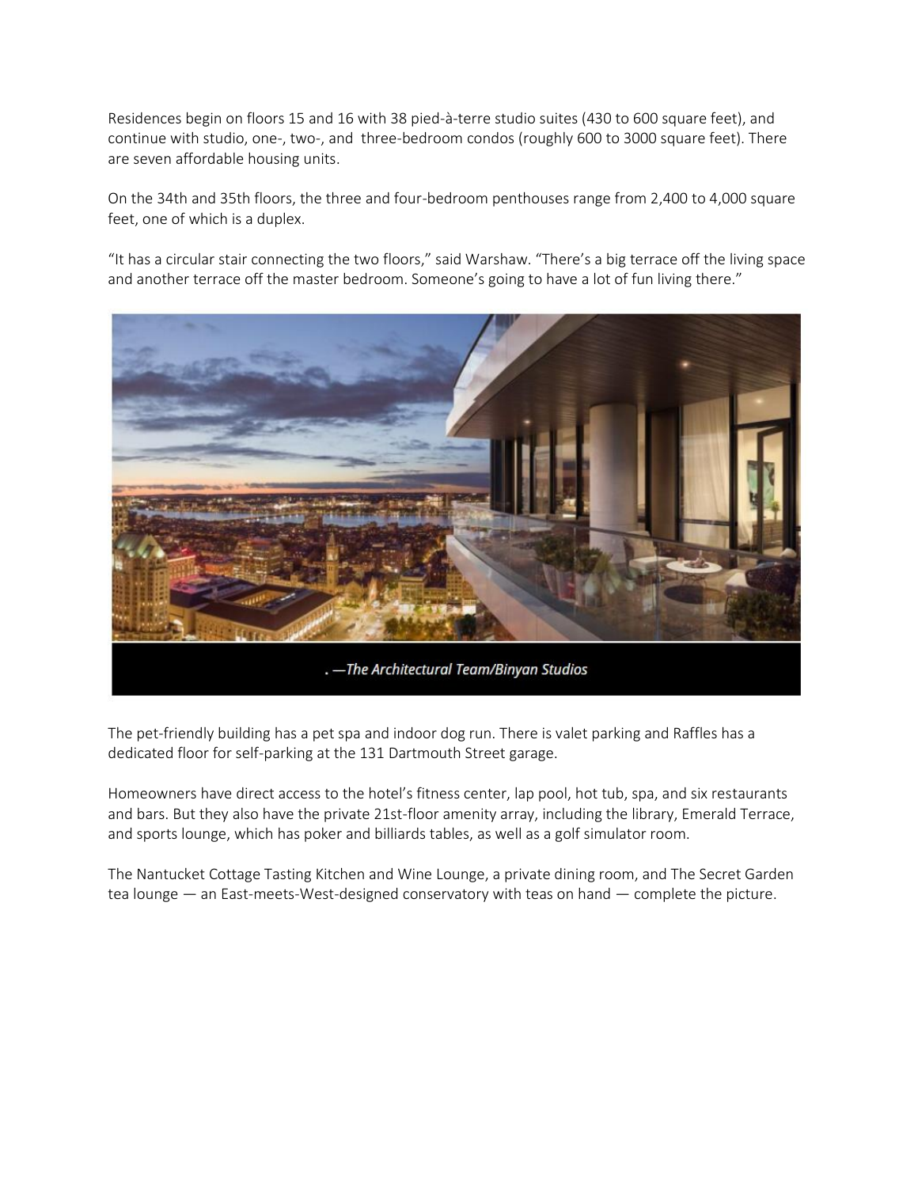Residences begin on floors 15 and 16 with 38 pied-à-terre studio suites (430 to 600 square feet), and continue with studio, one-, two-, and three-bedroom condos (roughly 600 to 3000 square feet). There are seven affordable housing units.

On the 34th and 35th floors, the three and four-bedroom penthouses range from 2,400 to 4,000 square feet, one of which is a duplex.

"It has a circular stair connecting the two floors," said Warshaw. "There's a big terrace off the living space and another terrace off the master bedroom. Someone's going to have a lot of fun living there."

. —*The Architectural Team/Binyan Studios*

The pet-friendly building has a pet spa and indoor dog run. There is valet parking and Raffles has a dedicated floor for self-parking at the 131 Dartmouth Street garage.

Homeowners have direct access to the hotel's fitness center, lap pool, hot tub, spa, and six restaurants and bars. But they also have the private 21st-floor amenity array, including the library, Emerald Terrace, and sports lounge, which has poker and billiards tables, as well as a golf simulator room.

The Nantucket Cottage Tasting Kitchen and Wine Lounge, a private dining room, and The Secret Garden tea lounge — an East-meets-West-designed conservatory with teas on hand — complete the picture.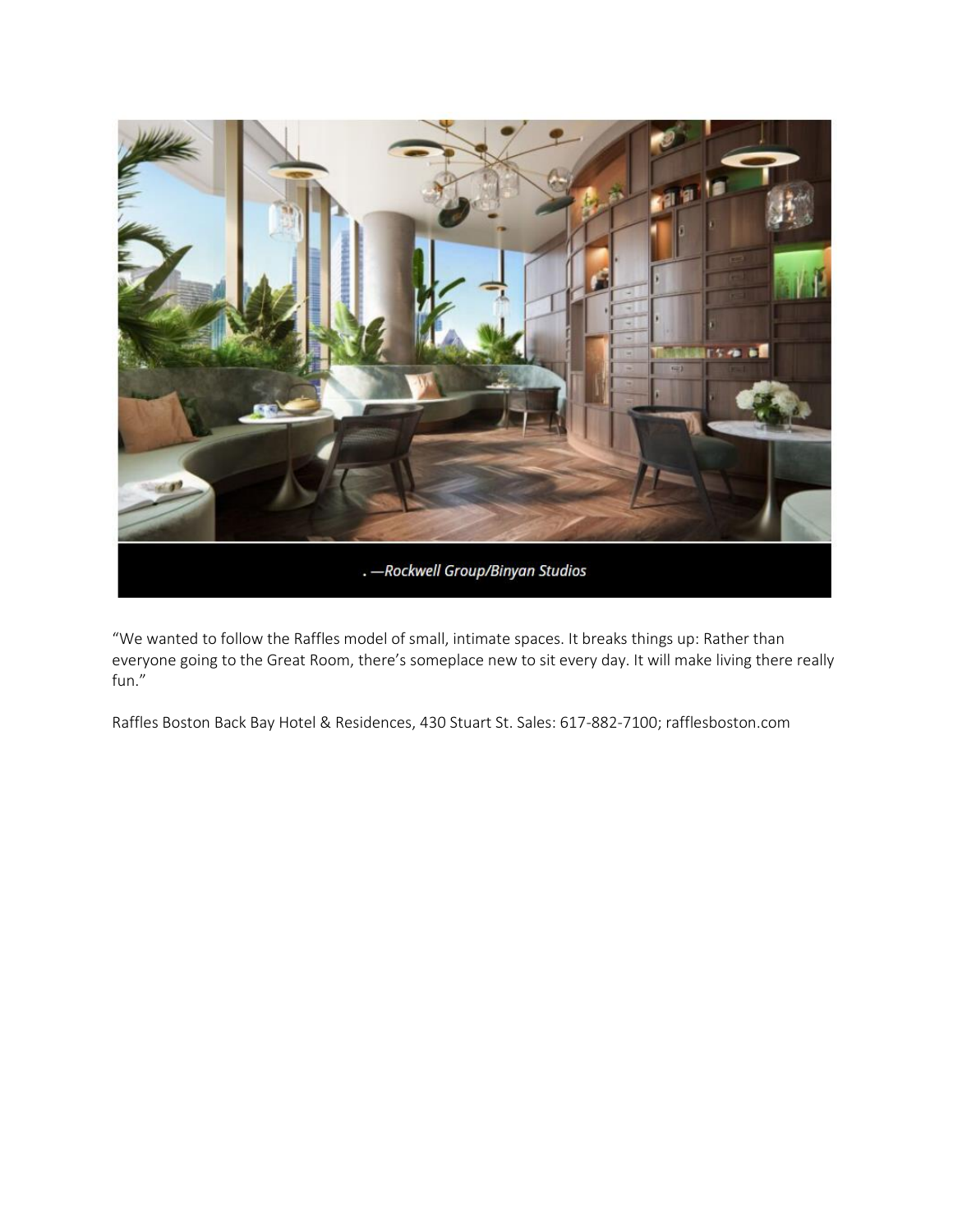. —Rockwell Group/Binyan Studios

“We wanted to follow the Raffles model of small, intimate spaces. It breaks things up: Rather than everyone going to the Great Room, there’s someplace new to sit every day. It will make living there really fun.”

Raffles Boston Back Bay Hotel & Residences, 430 Stuart St. Sales: 617-882-7100; rafflesboston.com